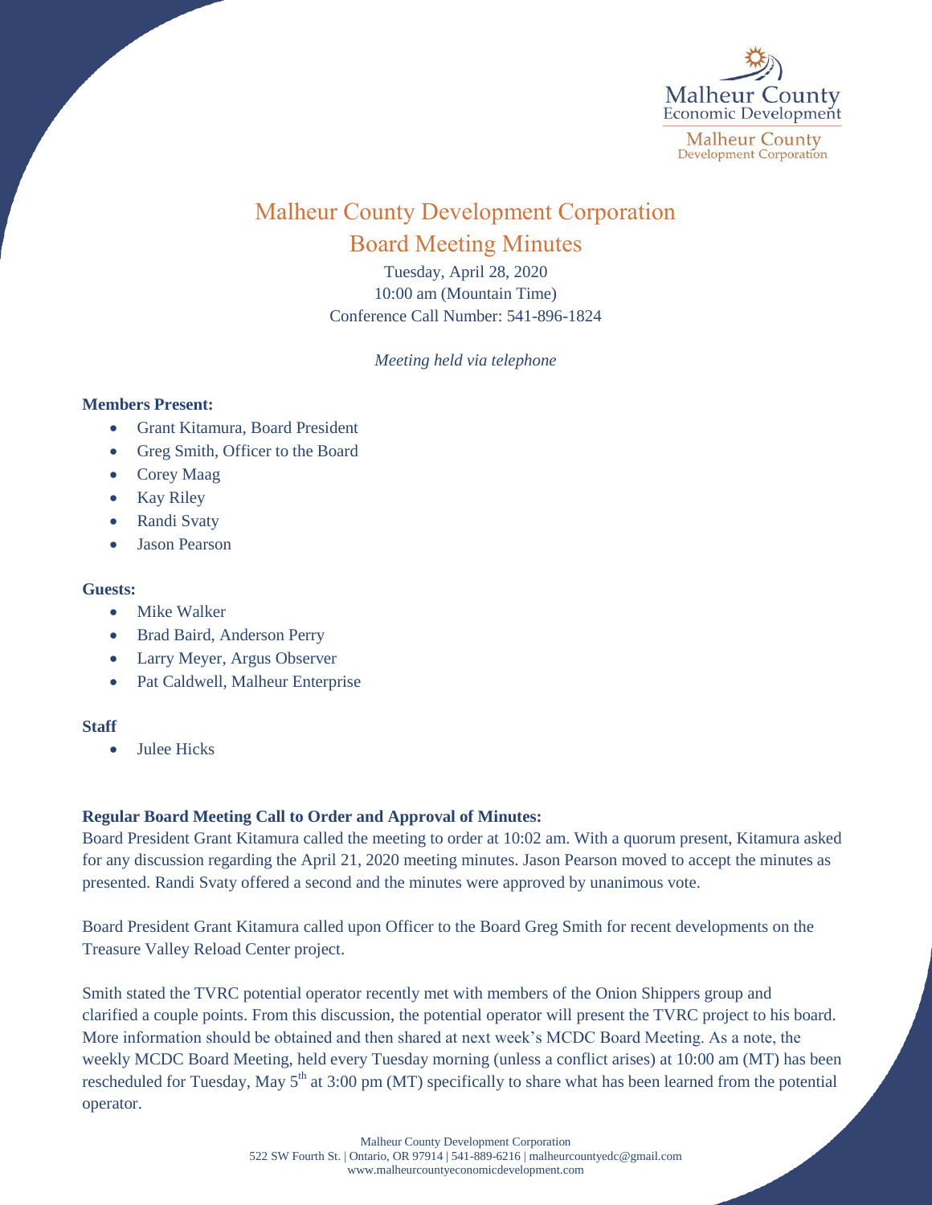# Malheur County Development Corporation

## Board Meeting Minutes

Tuesday, April 28, 2020
10:00 am (Mountain Time)
Conference Call Number: 541-896-1824

*Meeting held via telephone*

**Members Present:**

- Grant Kitamura, Board President
- Greg Smith, Officer to the Board
- Corey Maag
- Kay Riley
- Randi Svaty
- Jason Pearson

**Guests:**

- Mike Walker
- Brad Baird, Anderson Perry
- Larry Meyer, Argus Observer
- Pat Caldwell, Malheur Enterprise

**Staff**

- Julee Hicks

**Regular Board Meeting Call to Order and Approval of Minutes:**

Board President Grant Kitamura called the meeting to order at 10:02 am. With a quorum present, Kitamura asked for any discussion regarding the April 21, 2020 meeting minutes. Jason Pearson moved to accept the minutes as presented. Randi Svaty offered a second and the minutes were approved by unanimous vote.

Board President Grant Kitamura called upon Officer to the Board Greg Smith for recent developments on the Treasure Valley Reload Center project.

Smith stated the TVRC potential operator recently met with members of the Onion Shippers group and clarified a couple points. From this discussion, the potential operator will present the TVRC project to his board. More information should be obtained and then shared at next week's MCDC Board Meeting. As a note, the weekly MCDC Board Meeting, held every Tuesday morning (unless a conflict arises) at 10:00 am (MT) has been rescheduled for Tuesday, May 5th at 3:00 pm (MT) specifically to share what has been learned from the potential operator.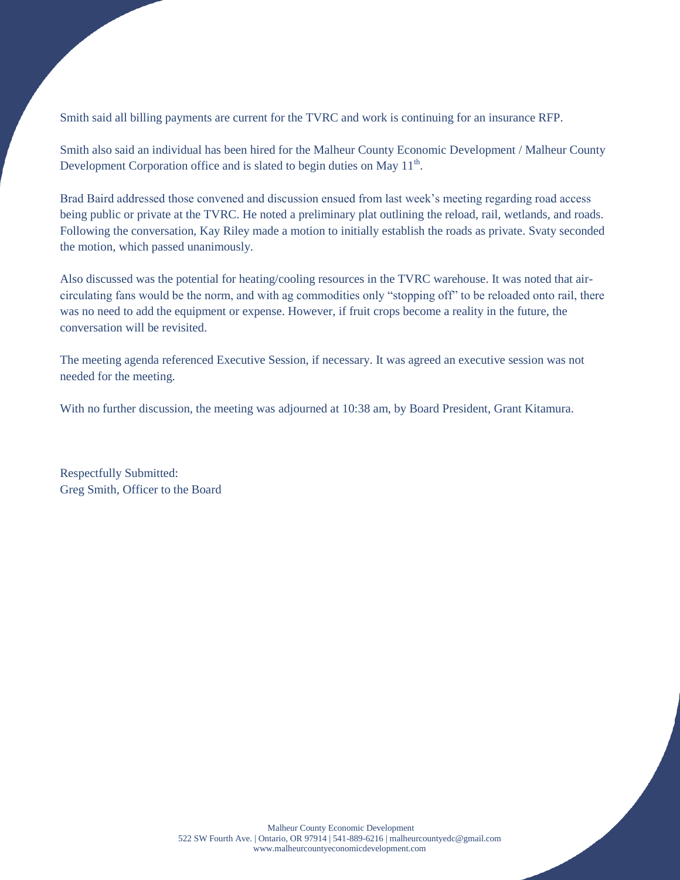Smith said all billing payments are current for the TVRC and work is continuing for an insurance RFP.

Smith also said an individual has been hired for the Malheur County Economic Development / Malheur County Development Corporation office and is slated to begin duties on May 11th.

Brad Baird addressed those convened and discussion ensued from last week's meeting regarding road access being public or private at the TVRC. He noted a preliminary plat outlining the reload, rail, wetlands, and roads. Following the conversation, Kay Riley made a motion to initially establish the roads as private. Svaty seconded the motion, which passed unanimously.

Also discussed was the potential for heating/cooling resources in the TVRC warehouse. It was noted that air-circulating fans would be the norm, and with ag commodities only "stopping off" to be reloaded onto rail, there was no need to add the equipment or expense. However, if fruit crops become a reality in the future, the conversation will be revisited.

The meeting agenda referenced Executive Session, if necessary. It was agreed an executive session was not needed for the meeting.

With no further discussion, the meeting was adjourned at 10:38 am, by Board President, Grant Kitamura.

Respectfully Submitted:
Greg Smith, Officer to the Board

Malheur County Economic Development
522 SW Fourth Ave. | Ontario, OR 97914 | 541-889-6216 | malheurcountyedc@gmail.com
www.malheurcountyeconomicdevelopment.com